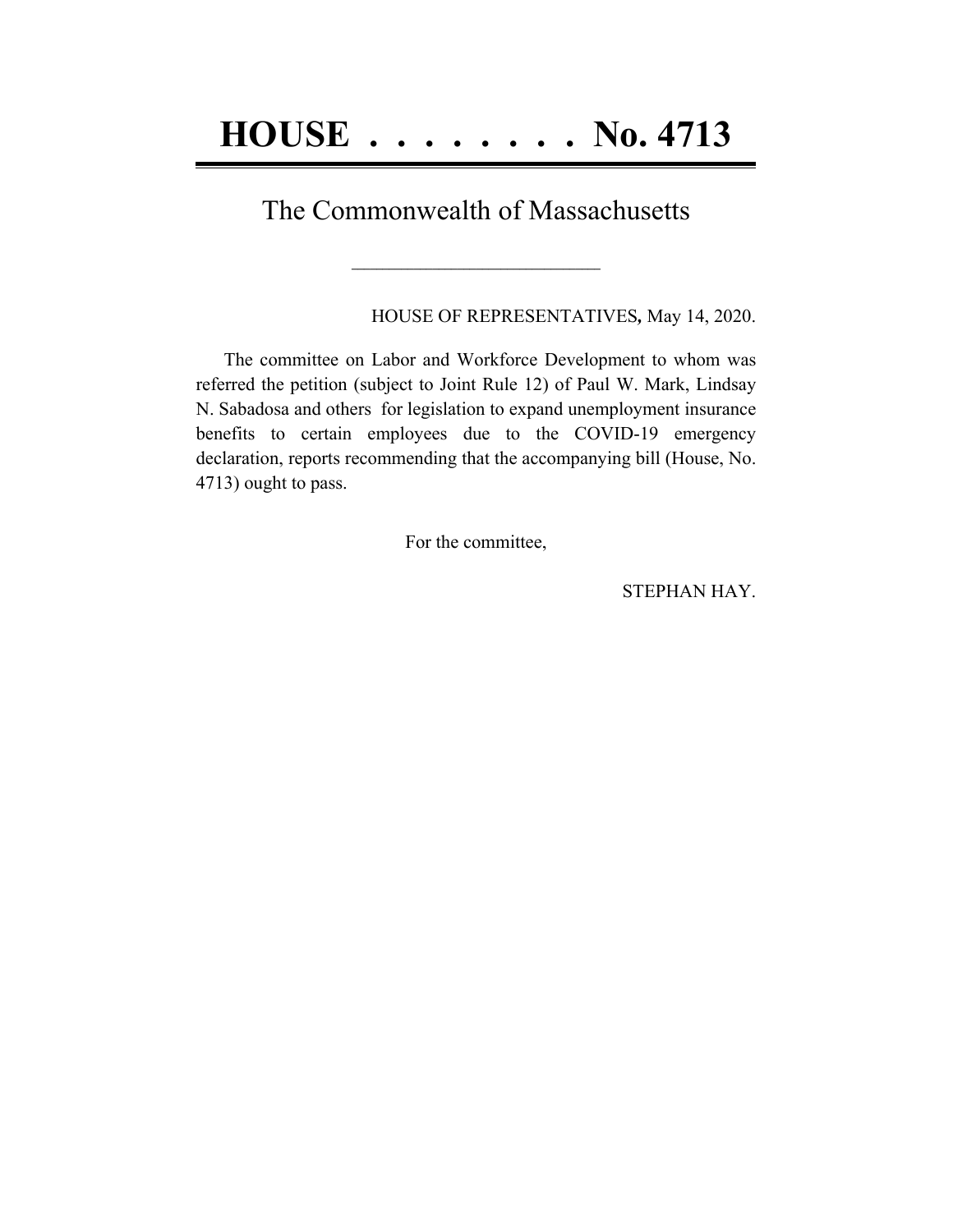# HOUSE . . . . . . . . No. 4713

## The Commonwealth of Massachusetts

---

HOUSE OF REPRESENTATIVES*,* May 14, 2020.

The committee on Labor and Workforce Development to whom was referred the petition (subject to Joint Rule 12) of Paul W. Mark, Lindsay N. Sabadosa and others for legislation to expand unemployment insurance benefits to certain employees due to the COVID-19 emergency declaration, reports recommending that the accompanying bill (House, No. 4713) ought to pass.

For the committee,

STEPHAN HAY.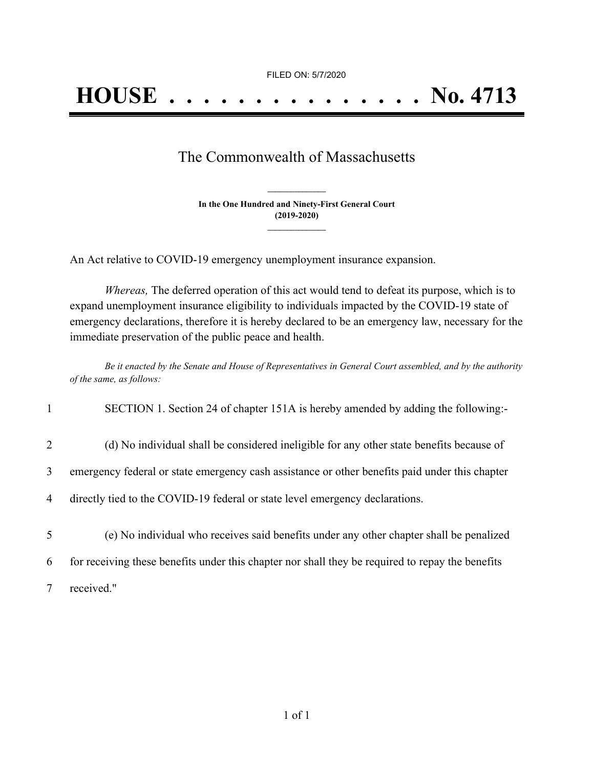FILED ON: 5/7/2020

# HOUSE . . . . . . . . . . . . . . . No. 4713

## The Commonwealth of Massachusetts

**In the One Hundred and Ninety-First General Court (2019-2020)**

An Act relative to COVID-19 emergency unemployment insurance expansion.

*Whereas,* The deferred operation of this act would tend to defeat its purpose, which is to expand unemployment insurance eligibility to individuals impacted by the COVID-19 state of emergency declarations, therefore it is hereby declared to be an emergency law, necessary for the immediate preservation of the public peace and health.

*Be it enacted by the Senate and House of Representatives in General Court assembled, and by the authority of the same, as follows:*

1 SECTION 1. Section 24 of chapter 151A is hereby amended by adding the following:-

2 (d) No individual shall be considered ineligible for any other state benefits because of
3 emergency federal or state emergency cash assistance or other benefits paid under this chapter
4 directly tied to the COVID-19 federal or state level emergency declarations.

5 (e) No individual who receives said benefits under any other chapter shall be penalized
6 for receiving these benefits under this chapter nor shall they be required to repay the benefits
7 received."